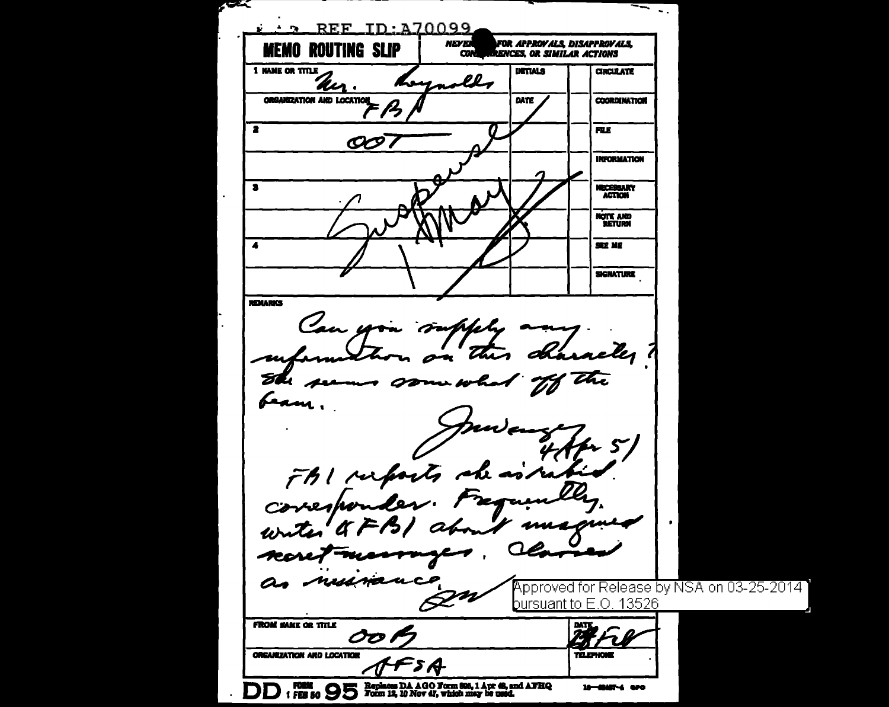REF ID:A70099

# MEMO ROUTING SLIP

NEVER USED FOR APPROVALS, DISAPPROVALS, CONCURRENCES, OR SIMILAR ACTIONS

| | NAME OR TITLE | INITIALS | | |
|---|---|---|---|---|
| 1 | Mr. Reynolds | | | CIRCULATE |
| | ORGANIZATION AND LOCATION: FBA | DATE | | COORDINATION |
| 2 | OOT | | | FILE |
| | | | | INFORMATION |
| 3 | | | | NECESSARY ACTION |
| | | | | NOTE AND RETURN |
| 4 | | | | SEE ME |
| | | | | SIGNATURE |

Suspense 1 May

**REMARKS**

Can you supply any information on this character? She seems somewhat off the beam.

Juwenzey
4 Apr 51

FBI reports she is rabid correspondent. Frequently writes to FBI about imagined secret messages. Classed as nuisance.

Approved for Release by NSA on 03-25-2014 pursuant to E.O. 13526

FROM NAME OR TITLE: OOB

DATE: 28 Feb

ORGANIZATION AND LOCATION: AFSA

TELEPHONE:

DD FORM 1 FEB 50 95 Replaces DA AGO Form 895, 1 Apr 48, and AFHQ Form 12, 10 Nov 47, which may be used.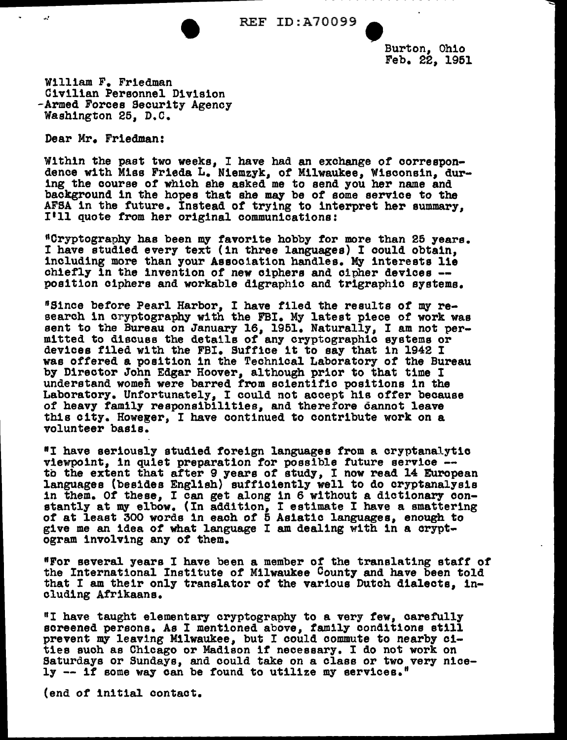REF ID:A70099

Burton, Ohio
Feb. 22, 1951

William F. Friedman
Civilian Personnel Division
Armed Forces Security Agency
Washington 25, D.C.

Dear Mr. Friedman:

Within the past two weeks, I have had an exchange of correspondence with Miss Frieda L. Niemzyk, of Milwaukee, Wisconsin, during the course of which she asked me to send you her name and background in the hopes that she may be of some service to the AFSA in the future. Instead of trying to interpret her summary, I'll quote from her original communications:

"Cryptography has been my favorite hobby for more than 25 years. I have studied every text (in three languages) I could obtain, including more than your Association handles. My interests lie chiefly in the invention of new ciphers and cipher devices -- position ciphers and workable digraphic and trigraphic systems.

"Since before Pearl Harbor, I have filed the results of my research in cryptography with the FBI. My latest piece of work was sent to the Bureau on January 16, 1951. Naturally, I am not permitted to discuss the details of any cryptographic systems or devices filed with the FBI. Suffice it to say that in 1942 I was offered a position in the Technical Laboratory of the Bureau by Director John Edgar Hoover, although prior to that time I understand women were barred from scientific positions in the Laboratory. Unfortunately, I could not accept his offer because of heavy family responsibilities, and therefore cannot leave this city. Howeger, I have continued to contribute work on a volunteer basis.

"I have seriously studied foreign languages from a cryptanalytic viewpoint, in quiet preparation for possible future service -- to the extent that after 9 years of study, I now read 14 European languages (besides English) sufficiently well to do cryptanalysis in them. Of these, I can get along in 6 without a dictionary constantly at my elbow. (In addition, I estimate I have a smattering of at least 300 words in each of 5 Asiatic languages, enough to give me an idea of what language I am dealing with in a cryptogram involving any of them.

"For several years I have been a member of the translating staff of the International Institute of Milwaukee County and have been told that I am their only translator of the various Dutch dialects, including Afrikaans.

"I have taught elementary cryptography to a very few, carefully screened persons. As I mentioned above, family conditions still prevent my leaving Milwaukee, but I could commute to nearby cities such as Chicago or Madison if necessary. I do not work on Saturdays or Sundays, and could take on a class or two very nicely -- if some way can be found to utilize my services."

(end of initial contact.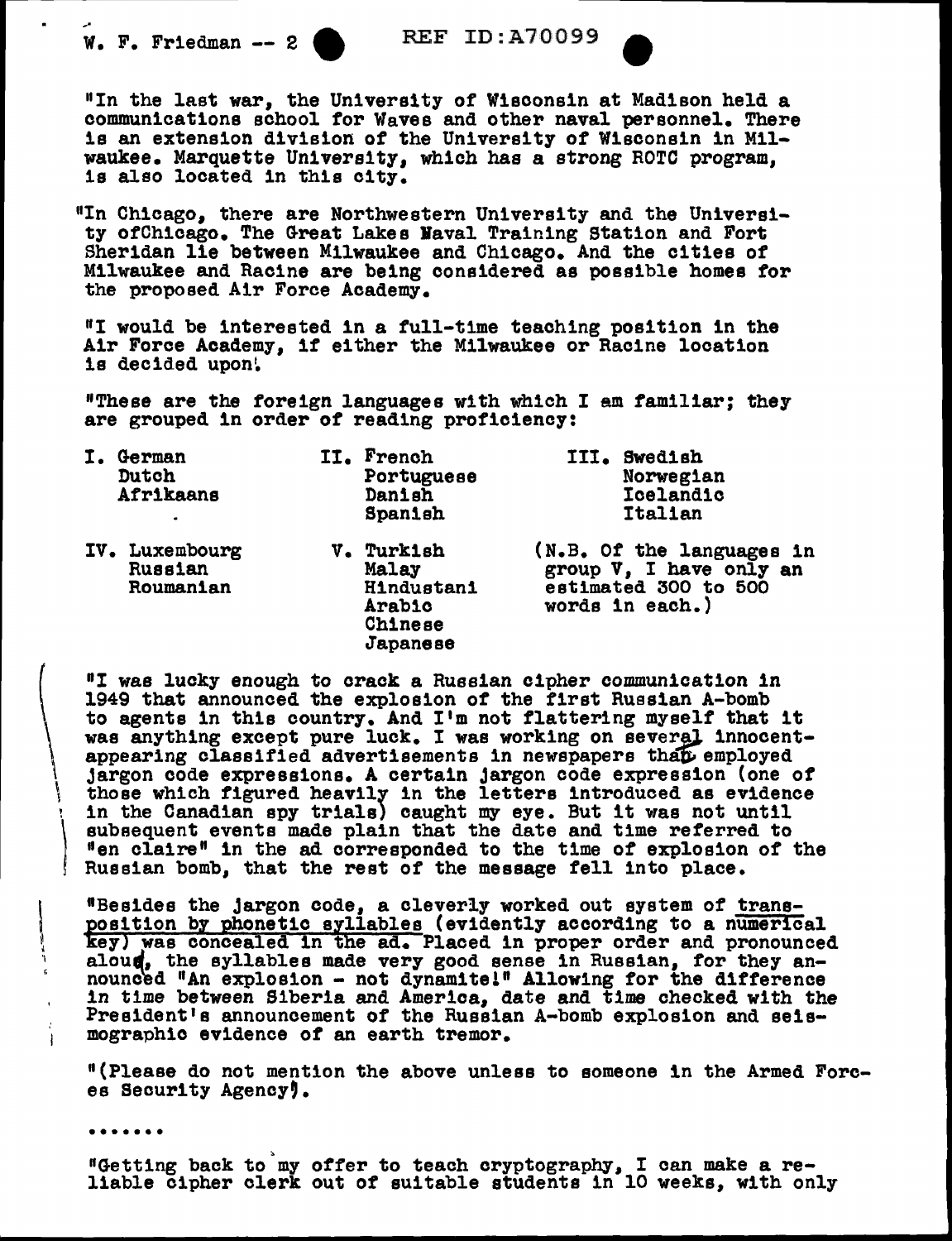"In the last war, the University of Wisconsin at Madison held a communications school for Waves and other naval personnel. There is an extension division of the University of Wisconsin in Milwaukee. Marquette University, which has a strong ROTC program, is also located in this city.

"In Chicago, there are Northwestern University and the University ofChicago. The Great Lakes Naval Training Station and Fort Sheridan lie between Milwaukee and Chicago. And the cities of Milwaukee and Racine are being considered as possible homes for the proposed Air Force Academy.

"I would be interested in a full-time teaching position in the Air Force Academy, if either the Milwaukee or Racine location is decided upon.

"These are the foreign languages with which I am familiar; they are grouped in order of reading proficiency:

| I. German | II. French | III. Swedish |
|---|---|---|
| Dutch | Portuguese | Norwegian |
| Afrikaans | Danish | Icelandic |
| | Spanish | Italian |

| IV. Luxembourg | V. Turkish | (N.B. Of the languages in group V, I have only an estimated 300 to 500 words in each.) |
|---|---|---|
| Russian | Malay | |
| Roumanian | Hindustani | |
| | Arabic | |
| | Chinese | |
| | Japanese | |

"I was lucky enough to crack a Russian cipher communication in 1949 that announced the explosion of the first Russian A-bomb to agents in this country. And I'm not flattering myself that it was anything except pure luck. I was working on several innocent-appearing classified advertisements in newspapers that employed jargon code expressions. A certain jargon code expression (one of those which figured heavily in the letters introduced as evidence in the Canadian spy trials) caught my eye. But it was not until subsequent events made plain that the date and time referred to "en claire" in the ad corresponded to the time of explosion of the Russian bomb, that the rest of the message fell into place.

"Besides the jargon code, a cleverly worked out system of <u>transposition by phonetic syllables</u> (evidently according to a numerical key) was concealed in the ad. Placed in proper order and pronounced aloud, the syllables made very good sense in Russian, for they announced "An explosion - not dynamite!" Allowing for the difference in time between Siberia and America, date and time checked with the President's announcement of the Russian A-bomb explosion and seismographic evidence of an earth tremor.

"(Please do not mention the above unless to someone in the Armed Forces Security Agency).

.......

"Getting back to my offer to teach cryptography, I can make a reliable cipher clerk out of suitable students in 10 weeks, with only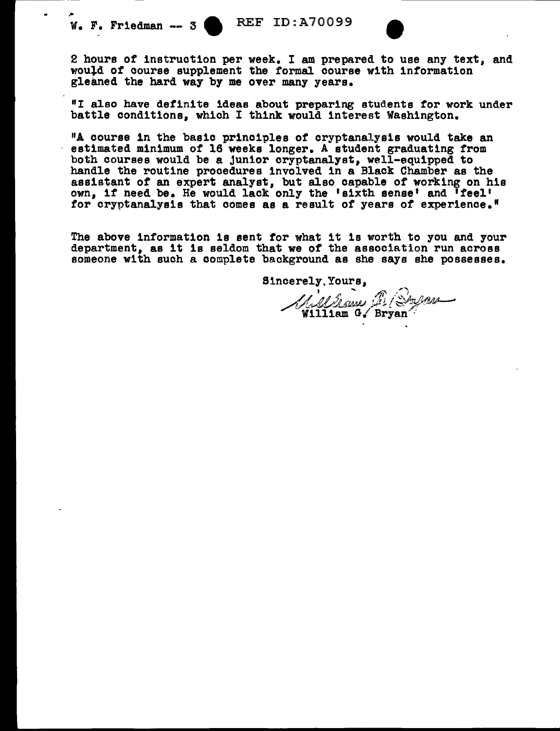2 hours of instruction per week. I am prepared to use any text, and would of course supplement the formal course with information gleaned the hard way by me over many years.

"I also have definite ideas about preparing students for work under battle conditions, which I think would interest Washington.

"A course in the basic principles of cryptanalysis would take an estimated minimum of 16 weeks longer. A student graduating from both courses would be a junior cryptanalyst, well-equipped to handle the routine procedures involved in a Black Chamber as the assistant of an expert analyst, but also capable of working on his own, if need be. He would lack only the 'sixth sense' and 'feel' for cryptanalysis that comes as a result of years of experience."

The above information is sent for what it is worth to you and your department, as it is seldom that we of the association run across someone with such a complete background as she says she possesses.

Sincerely Yours,

William G. Bryan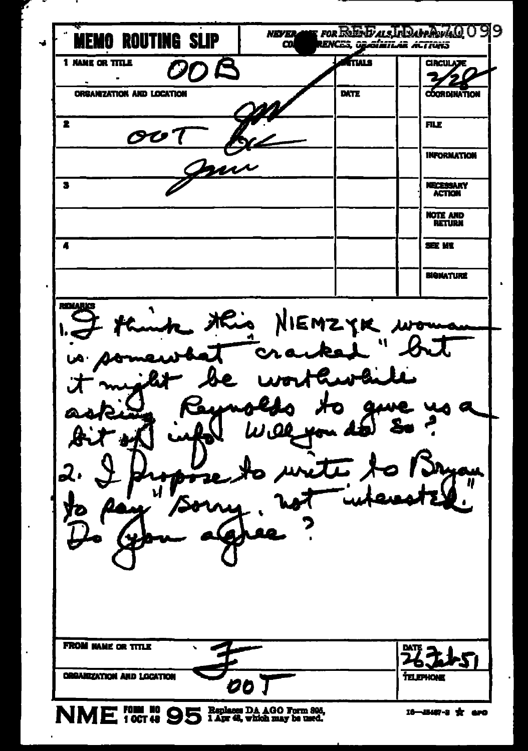# MEMO ROUTING SLIP

NEVER USE FOR APPROVALS, DISAPPROVALS, CONCURRENCES, OR SIMILAR ACTIONS

REF ID: A70099

| | NAME OR TITLE | INITIALS | | CIRCULATE |
|---|---|---|---|---|
| 1 | OOB | | | 3/28 |
| | ORGANIZATION AND LOCATION | DATE | | COORDINATION |
| 2 | OOT | | | FILE |
| | | | | INFORMATION |
| 3 | | | | NECESSARY ACTION |
| | | | | NOTE AND RETURN |
| 4 | | | | SEE ME |
| | | | | SIGNATURE |

REMARKS

1. I think this NIEMZYK woman is somewhat "cracked" but it might be worthwhile asking Reynolds to give us a bit of info. Will you do so?
2. I propose to write to Bryan to say "Sorry, not interested." Do you agree?

FROM NAME OR TITLE: F

DATE: 26 Feb 51

ORGANIZATION AND LOCATION: OOT

TELEPHONE:

NME FORM NO 95 1 OCT 48 — Replaces DA AGO Form 895, 1 Apr 48, which may be used.

16—48487-3 ☆ GPO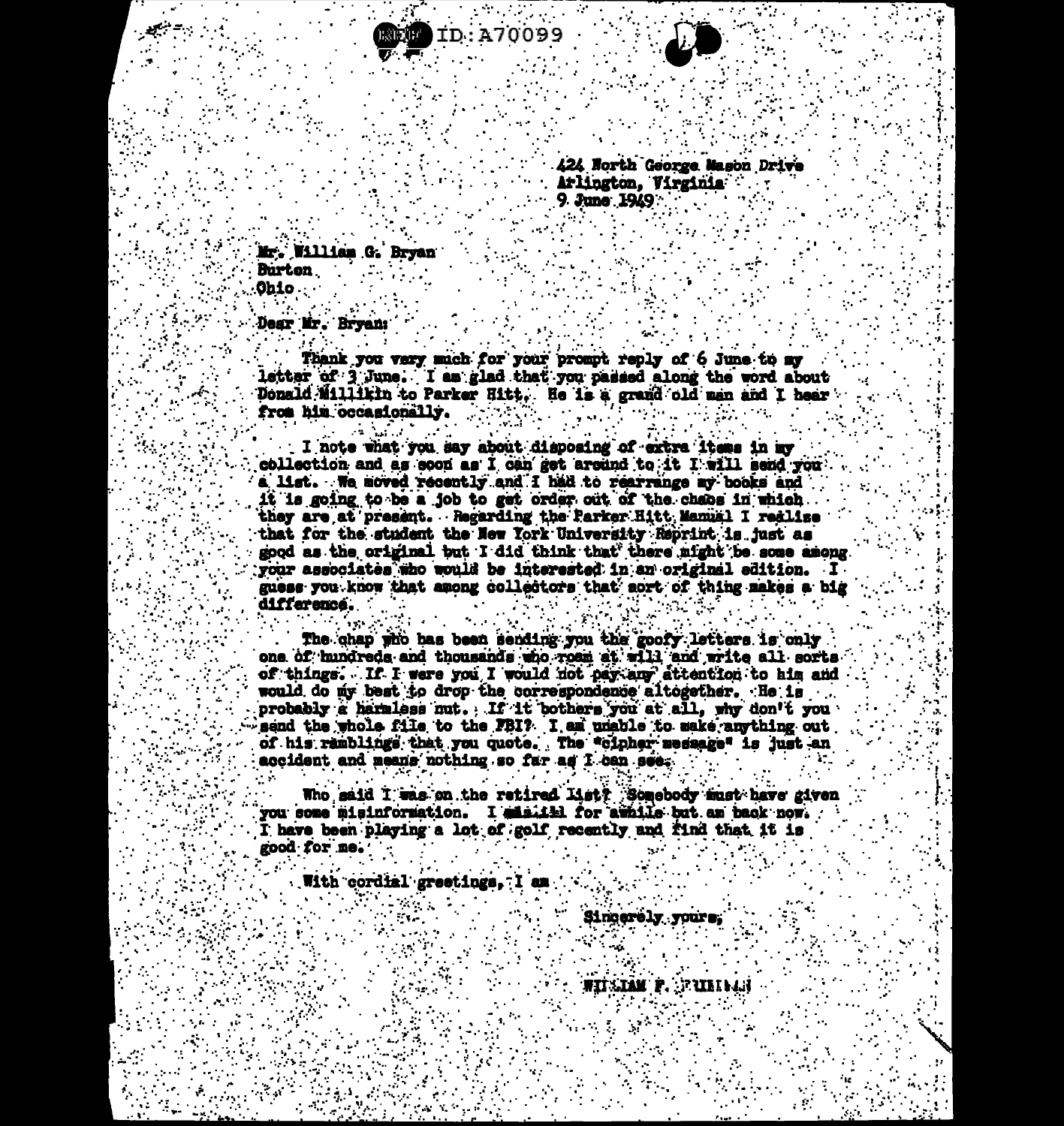REF ID:A70099

424 North George Mason Drive
Arlington, Virginia
9 June 1949

Mr. William G. Bryan
Burton
Ohio

Dear Mr. Bryan:

Thank you very much for your prompt reply of 6 June to my letter of 3 June. I am glad that you passed along the word about Donald Millikin to Parker Hitt. He is a grand old man and I hear from him occasionally.

I note what you say about disposing of extra items in my collection and as soon as I can get around to it I will send you a list. We moved recently and I had to rearrange my books and it is going to be a job to get order out of the chaos in which they are at present. Regarding the Parker Hitt Manual I realize that for the student the New York University Reprint is just as good as the original but I did think that there might be some among your associates who would be interested in an original edition. I guess you know that among collectors that sort of thing makes a big difference.

The chap who has been sending you the goofy letters is only one of hundreds and thousands who roam at will and write all sorts of things. If I were you I would not pay any attention to him and would do my best to drop the correspondence altogether. He is probably a harmless nut. If it bothers you at all, why don't you send the whole file to the FBI? I am unable to make anything out of his ramblings that you quote. The "cipher message" is just an accident and means nothing so far as I can see.

Who said I was on the retired list? Somebody must have given you some misinformation. I was ill for awhile but am back now. I have been playing a lot of golf recently and find that it is good for me.

With cordial greetings, I am

Sincerely yours,

WILLIAM F. FRIEDMAN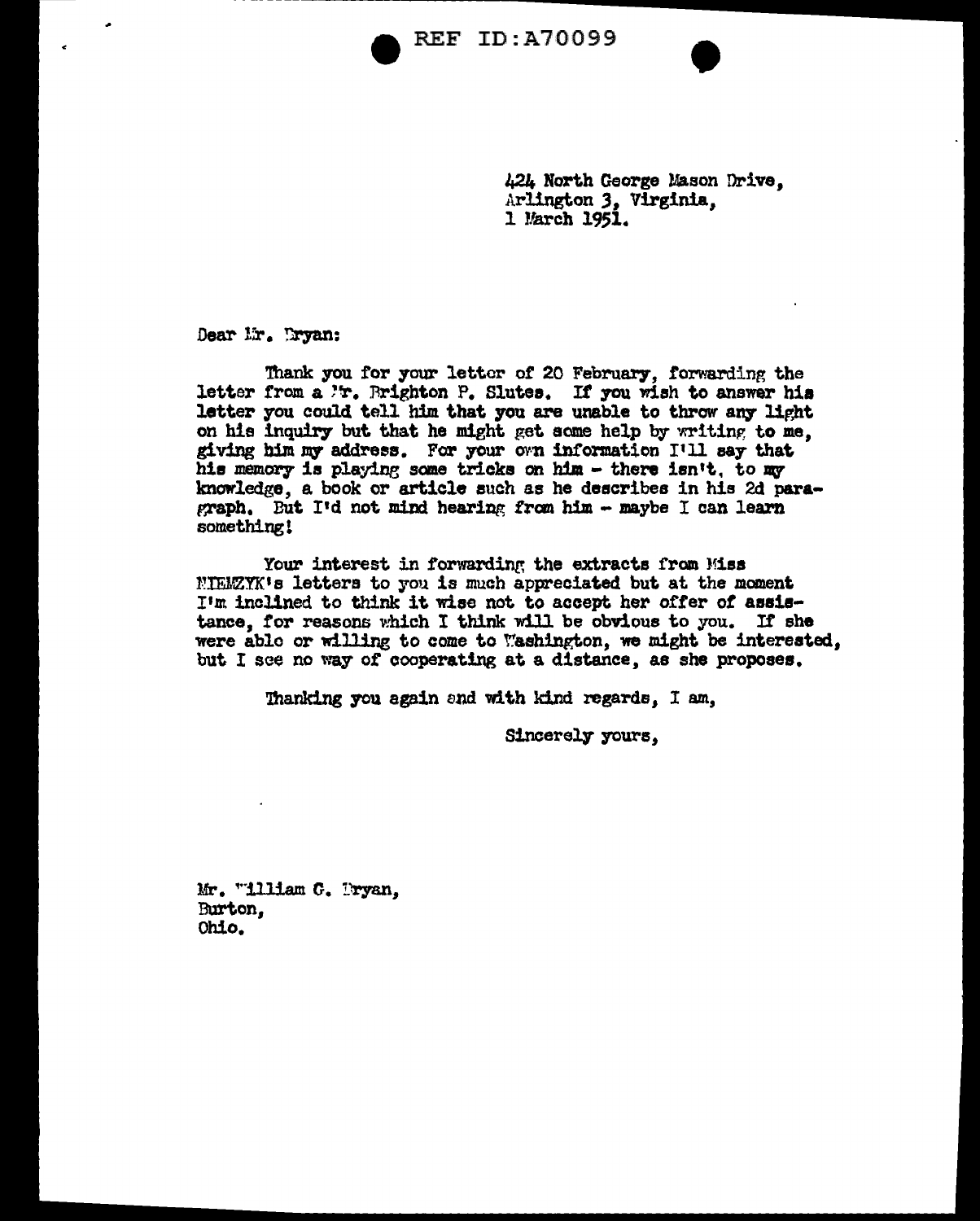REF ID:A70099

424 North George Mason Drive,
Arlington 3, Virginia,
1 March 1951.

Dear Mr. Bryan:

Thank you for your letter of 20 February, forwarding the letter from a Mr. Brighton P. Slutes. If you wish to answer his letter you could tell him that you are unable to throw any light on his inquiry but that he might get some help by writing to me, giving him my address. For your own information I'll say that his memory is playing some tricks on him - there isn't, to my knowledge, a book or article such as he describes in his 2d paragraph. But I'd not mind hearing from him - maybe I can learn something!

Your interest in forwarding the extracts from Miss NIEMZYK's letters to you is much appreciated but at the moment I'm inclined to think it wise not to accept her offer of assistance, for reasons which I think will be obvious to you. If she were able or willing to come to Washington, we might be interested, but I see no way of cooperating at a distance, as she proposes.

Thanking you again and with kind regards, I am,

Sincerely yours,

Mr. William G. Bryan,
Burton,
Ohio.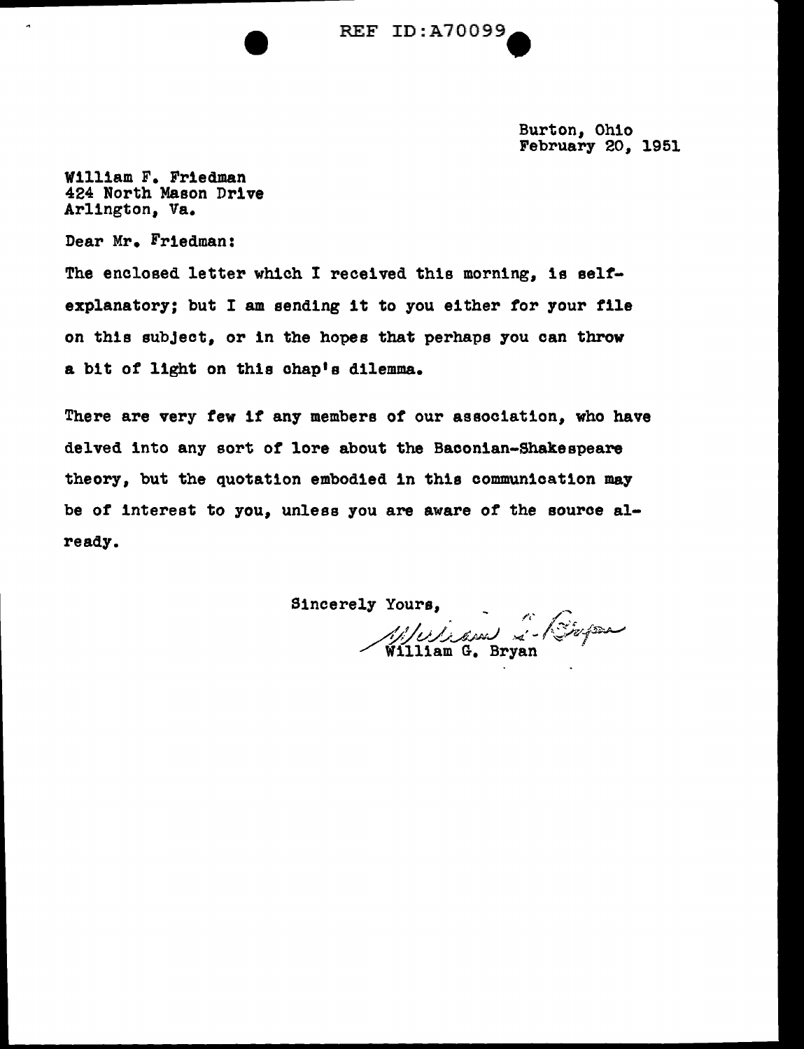REF ID:A70099

Burton, Ohio
February 20, 1951

William F. Friedman
424 North Mason Drive
Arlington, Va.

Dear Mr. Friedman:

The enclosed letter which I received this morning, is self-explanatory; but I am sending it to you either for your file on this subject, or in the hopes that perhaps you can throw a bit of light on this chap's dilemma.

There are very few if any members of our association, who have delved into any sort of lore about the Baconian-Shakespeare theory, but the quotation embodied in this communication may be of interest to you, unless you are aware of the source already.

Sincerely Yours,

William G. Bryan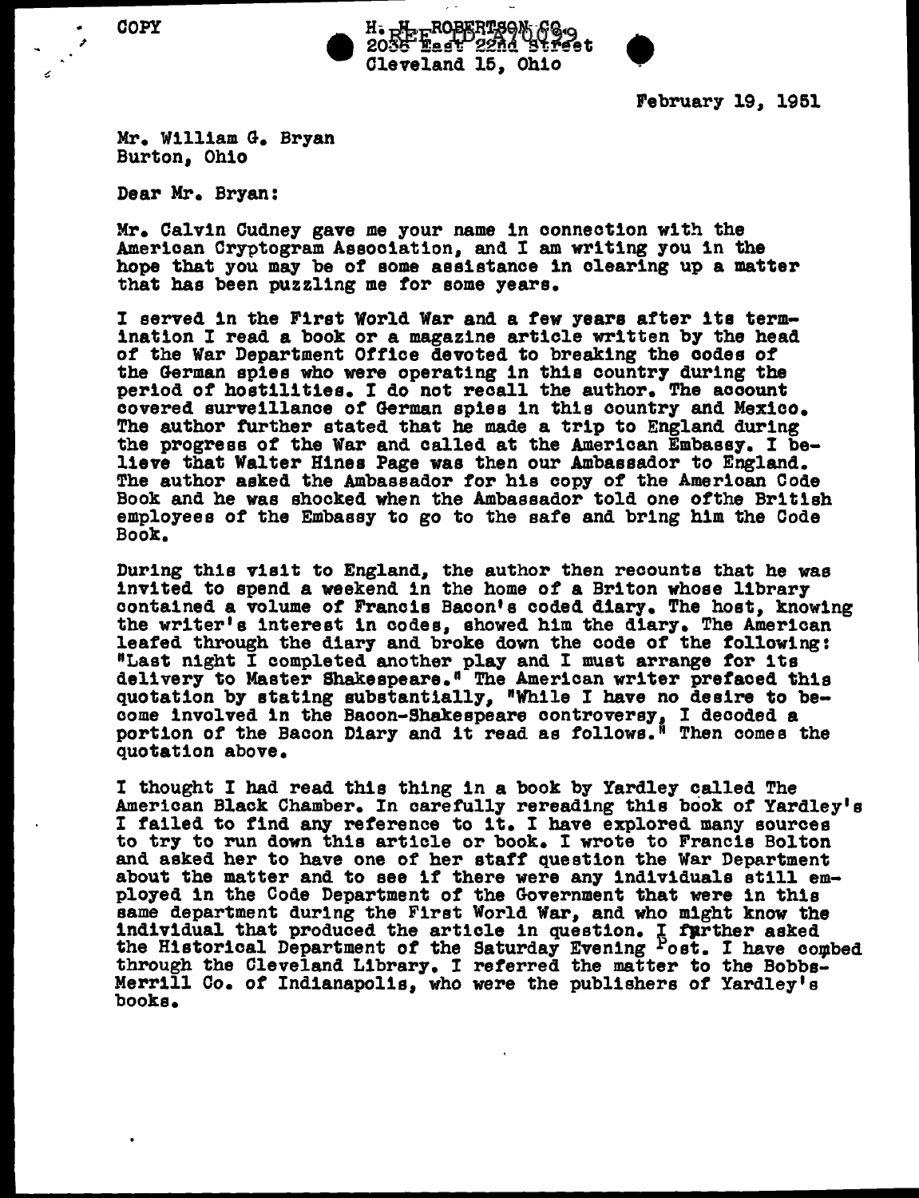COPY

H. H. ROBERTSON CO.
2036 East 22nd Street
Cleveland 15, Ohio

February 19, 1951

Mr. William G. Bryan
Burton, Ohio

Dear Mr. Bryan:

Mr. Calvin Cudney gave me your name in connection with the American Cryptogram Association, and I am writing you in the hope that you may be of some assistance in clearing up a matter that has been puzzling me for some years.

I served in the First World War and a few years after its termination I read a book or a magazine article written by the head of the War Department Office devoted to breaking the codes of the German spies who were operating in this country during the period of hostilities. I do not recall the author. The account covered surveillance of German spies in this country and Mexico. The author further stated that he made a trip to England during the progress of the War and called at the American Embassy. I believe that Walter Hines Page was then our Ambassador to England. The author asked the Ambassador for his copy of the American Code Book and he was shocked when the Ambassador told one ofthe British employees of the Embassy to go to the safe and bring him the Code Book.

During this visit to England, the author then recounts that he was invited to spend a weekend in the home of a Briton whose library contained a volume of Francis Bacon's coded diary. The host, knowing the writer's interest in codes, showed him the diary. The American leafed through the diary and broke down the code of the following: "Last night I completed another play and I must arrange for its delivery to Master Shakespeare." The American writer prefaced this quotation by stating substantially, "While I have no desire to become involved in the Bacon-Shakespeare controversy, I decoded a portion of the Bacon Diary and it read as follows." Then comes the quotation above.

I thought I had read this thing in a book by Yardley called The American Black Chamber. In carefully rereading this book of Yardley's I failed to find any reference to it. I have explored many sources to try to run down this article or book. I wrote to Francis Bolton and asked her to have one of her staff question the War Department about the matter and to see if there were any individuals still employed in the Code Department of the Government that were in this same department during the First World War, and who might know the individual that produced the article in question. I further asked the Historical Department of the Saturday Evening Post. I have combed through the Cleveland Library. I referred the matter to the Bobbs-Merrill Co. of Indianapolis, who were the publishers of Yardley's books.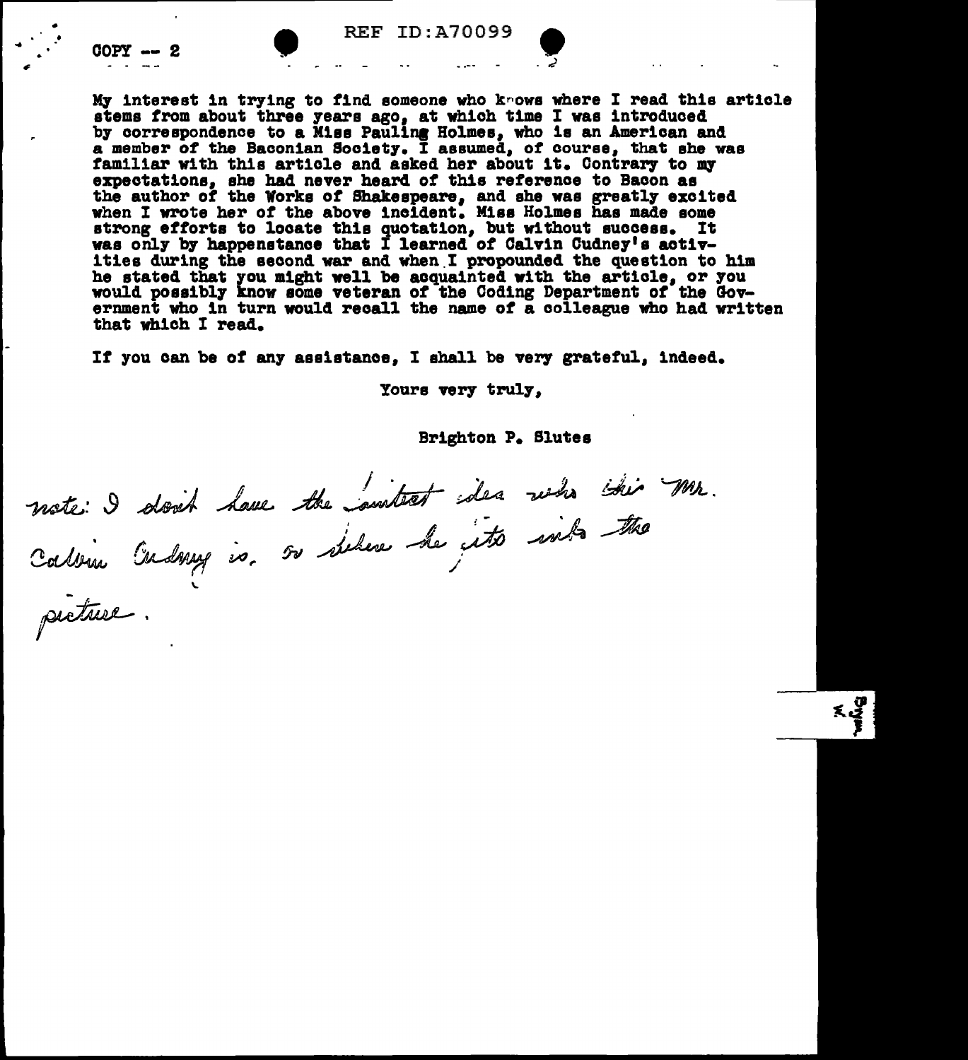COPY -- 2

My interest in trying to find someone who knows where I read this article stems from about three years ago, at which time I was introduced by correspondence to a Miss Pauling Holmes, who is an American and a member of the Baconian Society. I assumed, of course, that she was familiar with this article and asked her about it. Contrary to my expectations, she had never heard of this reference to Bacon as the author of the Works of Shakespeare, and she was greatly excited when I wrote her of the above incident. Miss Holmes has made some strong efforts to locate this quotation, but without success. It was only by happenstance that I learned of Calvin Cudney's activities during the second war and when I propounded the question to him he stated that you might well be acquainted with the article, or you would possibly know some veteran of the Coding Department of the Government who in turn would recall the name of a colleague who had written that which I read.

If you can be of any assistance, I shall be very grateful, indeed.

Yours very truly,

Brighton P. Slutes

note: I don't have the faintest idea who this Mr. Calvin Cudney is, or where he fits into the picture.